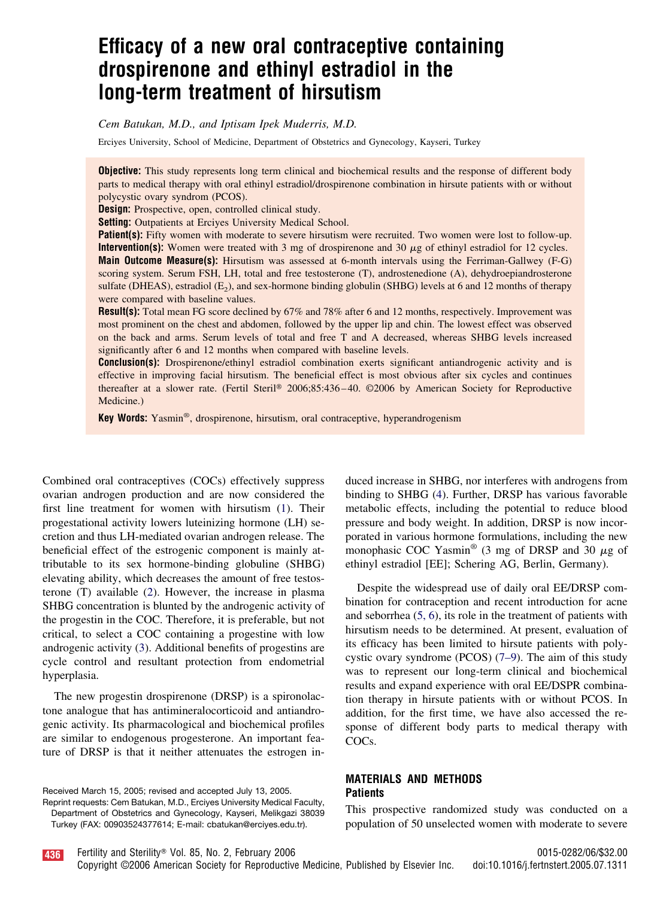# Efficacy of a new oral contraceptive containing drospirenone and ethinyl estradiol in the long-term treatment of hirsutism

*Cem Batukan, M.D., and Iptisam Ipek Muderris, M.D.*

Erciyes University, School of Medicine, Department of Obstetrics and Gynecology, Kayseri, Turkey

**Objective:** This study represents long term clinical and biochemical results and the response of different body parts to medical therapy with oral ethinyl estradiol/drospirenone combination in hirsute patients with or without polycystic ovary syndrom (PCOS).

**Design:** Prospective, open, controlled clinical study.

**Setting:** Outpatients at Erciyes University Medical School.

**Patient(s):** Fifty women with moderate to severe hirsutism were recruited. Two women were lost to follow-up.

**Intervention(s):** Women were treated with 3 mg of drospirenone and 30 $\mu$g of ethinyl estradiol for 12 cycles.

**Main Outcome Measure(s):** Hirsutism was assessed at 6-month intervals using the Ferriman-Gallwey (F-G) scoring system. Serum FSH, LH, total and free testosterone (T), androstenedione (A), dehydroepiandrosterone sulfate (DHEAS), estradiol ($E_2$), and sex-hormone binding globulin (SHBG) levels at 6 and 12 months of therapy were compared with baseline values.

**Result(s):** Total mean FG score declined by 67% and 78% after 6 and 12 months, respectively. Improvement was most prominent on the chest and abdomen, followed by the upper lip and chin. The lowest effect was observed on the back and arms. Serum levels of total and free T and A decreased, whereas SHBG levels increased significantly after 6 and 12 months when compared with baseline levels.

**Conclusion(s):** Drospirenone/ethinyl estradiol combination exerts significant antiandrogenic activity and is effective in improving facial hirsutism. The beneficial effect is most obvious after six cycles and continues thereafter at a slower rate. (Fertil Steril® 2006;85:436–40. ©2006 by American Society for Reproductive Medicine.)

**Key Words:** Yasmin®, drospirenone, hirsutism, oral contraceptive, hyperandrogenism

Combined oral contraceptives (COCs) effectively suppress ovarian androgen production and are now considered the first line treatment for women with hirsutism (1). Their progestational activity lowers luteinizing hormone (LH) secretion and thus LH-mediated ovarian androgen release. The beneficial effect of the estrogenic component is mainly attributable to its sex hormone-binding globuline (SHBG) elevating ability, which decreases the amount of free testosterone (T) available (2). However, the increase in plasma SHBG concentration is blunted by the androgenic activity of the progestin in the COC. Therefore, it is preferable, but not critical, to select a COC containing a progestine with low androgenic activity (3). Additional benefits of progestins are cycle control and resultant protection from endometrial hyperplasia.

The new progestin drospirenone (DRSP) is a spironolactone analogue that has antimineralocorticoid and antiandrogenic activity. Its pharmacological and biochemical profiles are similar to endogenous progesterone. An important feature of DRSP is that it neither attenuates the estrogen induced increase in SHBG, nor interferes with androgens from binding to SHBG (4). Further, DRSP has various favorable metabolic effects, including the potential to reduce blood pressure and body weight. In addition, DRSP is now incorporated in various hormone formulations, including the new monophasic COC Yasmin® (3 mg of DRSP and 30 $\mu$g of ethinyl estradiol [EE]; Schering AG, Berlin, Germany).

Despite the widespread use of daily oral EE/DRSP combination for contraception and recent introduction for acne and seborrhea (5, 6), its role in the treatment of patients with hirsutism needs to be determined. At present, evaluation of its efficacy has been limited to hirsute patients with polycystic ovary syndrome (PCOS) (7–9). The aim of this study was to represent our long-term clinical and biochemical results and expand experience with oral EE/DSPR combination therapy in hirsute patients with or without PCOS. In addition, for the first time, we have also accessed the response of different body parts to medical therapy with COCs.

Received March 15, 2005; revised and accepted July 13, 2005.

Reprint requests: Cem Batukan, M.D., Erciyes University Medical Faculty, Department of Obstetrics and Gynecology, Kayseri, Melikgazi 38039 Turkey (FAX: 00903524377614; E-mail: cbatukan@erciyes.edu.tr).

## MATERIALS AND METHODS

### Patients

This prospective randomized study was conducted on a population of 50 unselected women with moderate to severe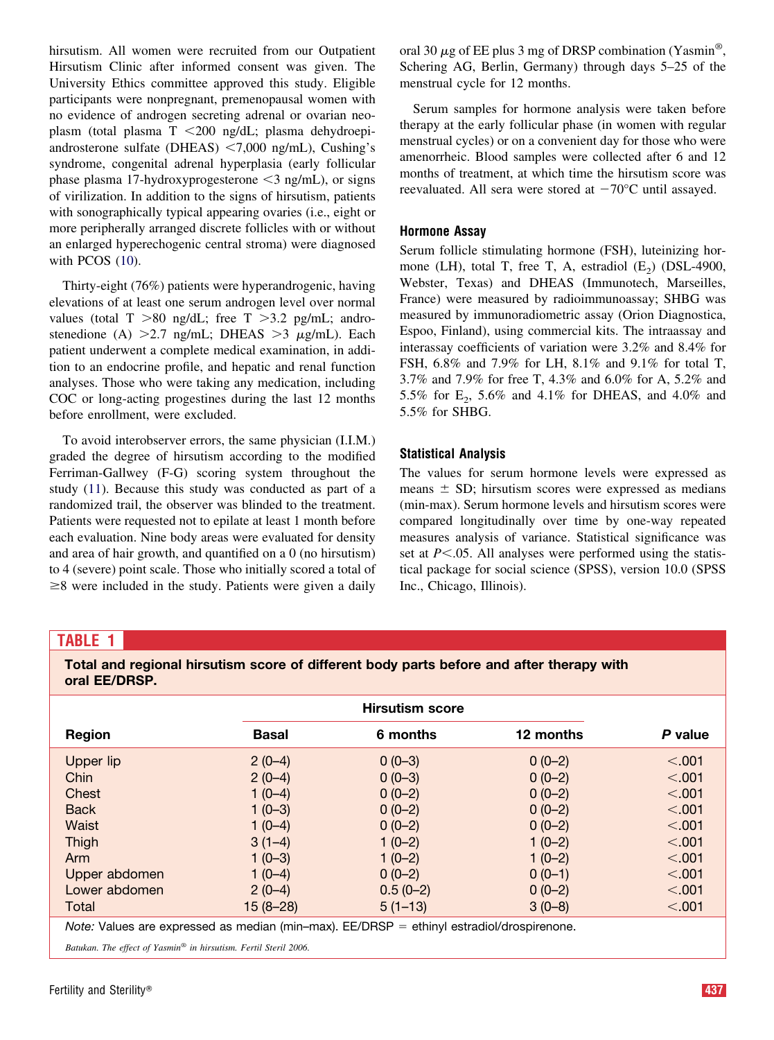hirsutism. All women were recruited from our Outpatient Hirsutism Clinic after informed consent was given. The University Ethics committee approved this study. Eligible participants were nonpregnant, premenopausal women with no evidence of androgen secreting adrenal or ovarian neoplasm (total plasma T <200 ng/dL; plasma dehydroepiandrosterone sulfate (DHEAS) <7,000 ng/mL), Cushing's syndrome, congenital adrenal hyperplasia (early follicular phase plasma 17-hydroxyprogesterone <3 ng/mL), or signs of virilization. In addition to the signs of hirsutism, patients with sonographically typical appearing ovaries (i.e., eight or more peripherally arranged discrete follicles with or without an enlarged hyperechogenic central stroma) were diagnosed with PCOS (10).

Thirty-eight (76%) patients were hyperandrogenic, having elevations of at least one serum androgen level over normal values (total T >80 ng/dL; free T >3.2 pg/mL; androstenedione (A) >2.7 ng/mL; DHEAS >3 $\mu$g/mL). Each patient underwent a complete medical examination, in addition to an endocrine profile, and hepatic and renal function analyses. Those who were taking any medication, including COC or long-acting progestines during the last 12 months before enrollment, were excluded.

To avoid interobserver errors, the same physician (I.I.M.) graded the degree of hirsutism according to the modified Ferriman-Gallwey (F-G) scoring system throughout the study (11). Because this study was conducted as part of a randomized trail, the observer was blinded to the treatment. Patients were requested not to epilate at least 1 month before each evaluation. Nine body areas were evaluated for density and area of hair growth, and quantified on a 0 (no hirsutism) to 4 (severe) point scale. Those who initially scored a total of ≥8 were included in the study. Patients were given a daily oral 30 $\mu$g of EE plus 3 mg of DRSP combination (Yasmin®, Schering AG, Berlin, Germany) through days 5–25 of the menstrual cycle for 12 months.

Serum samples for hormone analysis were taken before therapy at the early follicular phase (in women with regular menstrual cycles) or on a convenient day for those who were amenorrheic. Blood samples were collected after 6 and 12 months of treatment, at which time the hirsutism score was reevaluated. All sera were stored at −70°C until assayed.

### Hormone Assay

Serum follicle stimulating hormone (FSH), luteinizing hormone (LH), total T, free T, A, estradiol ($E_2$) (DSL-4900, Webster, Texas) and DHEAS (Immunotech, Marseilles, France) were measured by radioimmunoassay; SHBG was measured by immunoradiometric assay (Orion Diagnostica, Espoo, Finland), using commercial kits. The intraassay and interassay coefficients of variation were 3.2% and 8.4% for FSH, 6.8% and 7.9% for LH, 8.1% and 9.1% for total T, 3.7% and 7.9% for free T, 4.3% and 6.0% for A, 5.2% and 5.5% for $E_2$, 5.6% and 4.1% for DHEAS, and 4.0% and 5.5% for SHBG.

### Statistical Analysis

The values for serum hormone levels were expressed as means ± SD; hirsutism scores were expressed as medians (min-max). Serum hormone levels and hirsutism scores were compared longitudinally over time by one-way repeated measures analysis of variance. Statistical significance was set at $P<.05$. All analyses were performed using the statistical package for social science (SPSS), version 10.0 (SPSS Inc., Chicago, Illinois).

**TABLE 1**

**Total and regional hirsutism score of different body parts before and after therapy with oral EE/DRSP.**

| Region | Hirsutism score | | | *P* value |
|---|---|---|---|---|
| | Basal | 6 months | 12 months | |
| Upper lip | 2 (0–4) | 0 (0–3) | 0 (0–2) | <.001 |
| Chin | 2 (0–4) | 0 (0–3) | 0 (0–2) | <.001 |
| Chest | 1 (0–4) | 0 (0–2) | 0 (0–2) | <.001 |
| Back | 1 (0–3) | 0 (0–2) | 0 (0–2) | <.001 |
| Waist | 1 (0–4) | 0 (0–2) | 0 (0–2) | <.001 |
| Thigh | 3 (1–4) | 1 (0–2) | 1 (0–2) | <.001 |
| Arm | 1 (0–3) | 1 (0–2) | 1 (0–2) | <.001 |
| Upper abdomen | 1 (0–4) | 0 (0–2) | 0 (0–1) | <.001 |
| Lower abdomen | 2 (0–4) | 0.5 (0–2) | 0 (0–2) | <.001 |
| Total | 15 (8–28) | 5 (1–13) | 3 (0–8) | <.001 |

*Note:* Values are expressed as median (min–max). EE/DRSP = ethinyl estradiol/drospirenone.

*Batukan. The effect of Yasmin® in hirsutism. Fertil Steril 2006.*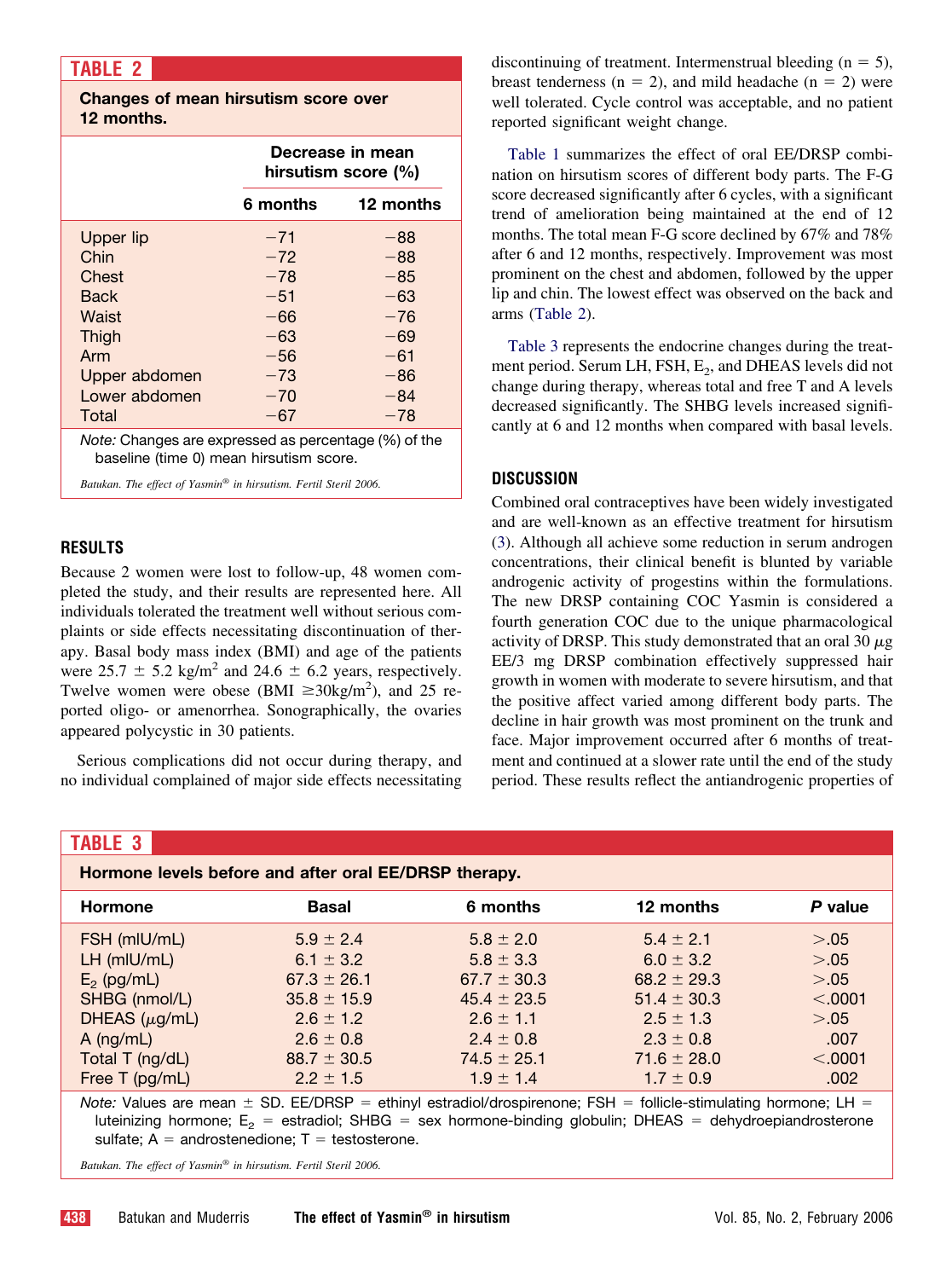**TABLE 2**

**Changes of mean hirsutism score over 12 months.**

| | Decrease in mean hirsutism score (%) | |
|---|---|---|
| | 6 months | 12 months |
| Upper lip | −71 | −88 |
| Chin | −72 | −88 |
| Chest | −78 | −85 |
| Back | −51 | −63 |
| Waist | −66 | −76 |
| Thigh | −63 | −69 |
| Arm | −56 | −61 |
| Upper abdomen | −73 | −86 |
| Lower abdomen | −70 | −84 |
| Total | −67 | −78 |

*Note:* Changes are expressed as percentage (%) of the baseline (time 0) mean hirsutism score.

*Batukan. The effect of Yasmin® in hirsutism. Fertil Steril 2006.*

## RESULTS

Because 2 women were lost to follow-up, 48 women completed the study, and their results are represented here. All individuals tolerated the treatment well without serious complaints or side effects necessitating discontinuation of therapy. Basal body mass index (BMI) and age of the patients were 25.7 ± 5.2 kg/$m^2$ and 24.6 ± 6.2 years, respectively. Twelve women were obese (BMI ≥30kg/$m^2$), and 25 reported oligo- or amenorrhea. Sonographically, the ovaries appeared polycystic in 30 patients.

Serious complications did not occur during therapy, and no individual complained of major side effects necessitating discontinuing of treatment. Intermenstrual bleeding (n = 5), breast tenderness (n = 2), and mild headache (n = 2) were well tolerated. Cycle control was acceptable, and no patient reported significant weight change.

Table 1 summarizes the effect of oral EE/DRSP combination on hirsutism scores of different body parts. The F-G score decreased significantly after 6 cycles, with a significant trend of amelioration being maintained at the end of 12 months. The total mean F-G score declined by 67% and 78% after 6 and 12 months, respectively. Improvement was most prominent on the chest and abdomen, followed by the upper lip and chin. The lowest effect was observed on the back and arms (Table 2).

Table 3 represents the endocrine changes during the treatment period. Serum LH, FSH, $E_2$, and DHEAS levels did not change during therapy, whereas total and free T and A levels decreased significantly. The SHBG levels increased significantly at 6 and 12 months when compared with basal levels.

## DISCUSSION

Combined oral contraceptives have been widely investigated and are well-known as an effective treatment for hirsutism (3). Although all achieve some reduction in serum androgen concentrations, their clinical benefit is blunted by variable androgenic activity of progestins within the formulations. The new DRSP containing COC Yasmin is considered a fourth generation COC due to the unique pharmacological activity of DRSP. This study demonstrated that an oral 30 $\mu$g EE/3 mg DRSP combination effectively suppressed hair growth in women with moderate to severe hirsutism, and that the positive affect varied among different body parts. The decline in hair growth was most prominent on the trunk and face. Major improvement occurred after 6 months of treatment and continued at a slower rate until the end of the study period. These results reflect the antiandrogenic properties of

**TABLE 3**

**Hormone levels before and after oral EE/DRSP therapy.**

| Hormone | Basal | 6 months | 12 months | *P* value |
|---|---|---|---|---|
| FSH (mIU/mL) | 5.9 ± 2.4 | 5.8 ± 2.0 | 5.4 ± 2.1 | >.05 |
| LH (mIU/mL) | 6.1 ± 3.2 | 5.8 ± 3.3 | 6.0 ± 3.2 | >.05 |
| $E_2$ (pg/mL) | 67.3 ± 26.1 | 67.7 ± 30.3 | 68.2 ± 29.3 | >.05 |
| SHBG (nmol/L) | 35.8 ± 15.9 | 45.4 ± 23.5 | 51.4 ± 30.3 | <.0001 |
| DHEAS ($\mu$g/mL) | 2.6 ± 1.2 | 2.6 ± 1.1 | 2.5 ± 1.3 | >.05 |
| A (ng/mL) | 2.6 ± 0.8 | 2.4 ± 0.8 | 2.3 ± 0.8 | .007 |
| Total T (ng/dL) | 88.7 ± 30.5 | 74.5 ± 25.1 | 71.6 ± 28.0 | <.0001 |
| Free T (pg/mL) | 2.2 ± 1.5 | 1.9 ± 1.4 | 1.7 ± 0.9 | .002 |

*Note:* Values are mean ± SD. EE/DRSP = ethinyl estradiol/drospirenone; FSH = follicle-stimulating hormone; LH = luteinizing hormone; $E_2$ = estradiol; SHBG = sex hormone-binding globulin; DHEAS = dehydroepiandrosterone sulfate; A = androstenedione; T = testosterone.

*Batukan. The effect of Yasmin® in hirsutism. Fertil Steril 2006.*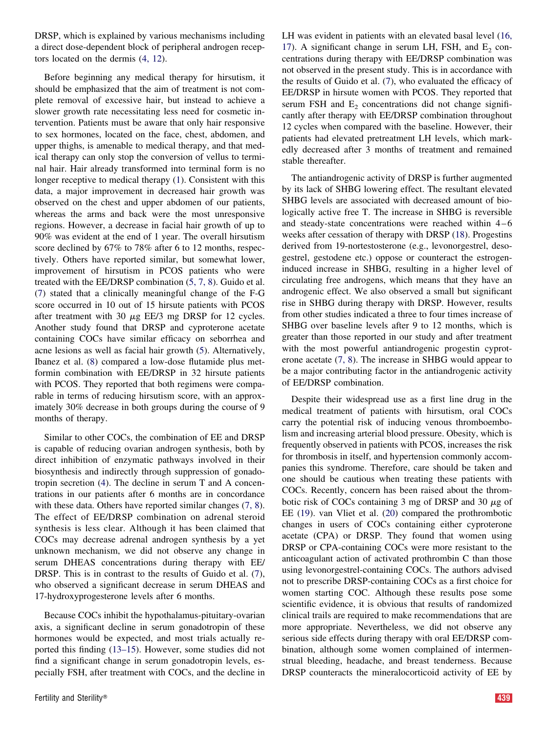DRSP, which is explained by various mechanisms including a direct dose-dependent block of peripheral androgen receptors located on the dermis (4, 12).

Before beginning any medical therapy for hirsutism, it should be emphasized that the aim of treatment is not complete removal of excessive hair, but instead to achieve a slower growth rate necessitating less need for cosmetic intervention. Patients must be aware that only hair responsive to sex hormones, located on the face, chest, abdomen, and upper thighs, is amenable to medical therapy, and that medical therapy can only stop the conversion of vellus to terminal hair. Hair already transformed into terminal form is no longer receptive to medical therapy (1). Consistent with this data, a major improvement in decreased hair growth was observed on the chest and upper abdomen of our patients, whereas the arms and back were the most unresponsive regions. However, a decrease in facial hair growth of up to 90% was evident at the end of 1 year. The overall hirsutism score declined by 67% to 78% after 6 to 12 months, respectively. Others have reported similar, but somewhat lower, improvement of hirsutism in PCOS patients who were treated with the EE/DRSP combination (5, 7, 8). Guido et al. (7) stated that a clinically meaningful change of the F-G score occurred in 10 out of 15 hirsute patients with PCOS after treatment with 30 $\mu$g EE/3 mg DRSP for 12 cycles. Another study found that DRSP and cyproterone acetate containing COCs have similar efficacy on seborrhea and acne lesions as well as facial hair growth (5). Alternatively, Ibanez et al. (8) compared a low-dose flutamide plus metformin combination with EE/DRSP in 32 hirsute patients with PCOS. They reported that both regimens were comparable in terms of reducing hirsutism score, with an approximately 30% decrease in both groups during the course of 9 months of therapy.

Similar to other COCs, the combination of EE and DRSP is capable of reducing ovarian androgen synthesis, both by direct inhibition of enzymatic pathways involved in their biosynthesis and indirectly through suppression of gonadotropin secretion (4). The decline in serum T and A concentrations in our patients after 6 months are in concordance with these data. Others have reported similar changes (7, 8). The effect of EE/DRSP combination on adrenal steroid synthesis is less clear. Although it has been claimed that COCs may decrease adrenal androgen synthesis by a yet unknown mechanism, we did not observe any change in serum DHEAS concentrations during therapy with EE/DRSP. This is in contrast to the results of Guido et al. (7), who observed a significant decrease in serum DHEAS and 17-hydroxyprogesterone levels after 6 months.

Because COCs inhibit the hypothalamus-pituitary-ovarian axis, a significant decline in serum gonadotropin of these hormones would be expected, and most trials actually reported this finding (13–15). However, some studies did not find a significant change in serum gonadotropin levels, especially FSH, after treatment with COCs, and the decline in LH was evident in patients with an elevated basal level (16, 17). A significant change in serum LH, FSH, and $E_2$ concentrations during therapy with EE/DRSP combination was not observed in the present study. This is in accordance with the results of Guido et al. (7), who evaluated the efficacy of EE/DRSP in hirsute women with PCOS. They reported that serum FSH and $E_2$ concentrations did not change significantly after therapy with EE/DRSP combination throughout 12 cycles when compared with the baseline. However, their patients had elevated pretreatment LH levels, which markedly decreased after 3 months of treatment and remained stable thereafter.

The antiandrogenic activity of DRSP is further augmented by its lack of SHBG lowering effect. The resultant elevated SHBG levels are associated with decreased amount of biologically active free T. The increase in SHBG is reversible and steady-state concentrations were reached within 4–6 weeks after cessation of therapy with DRSP (18). Progestins derived from 19-nortestosterone (e.g., levonorgestrel, desogestrel, gestodene etc.) oppose or counteract the estrogen-induced increase in SHBG, resulting in a higher level of circulating free androgens, which means that they have an androgenic effect. We also observed a small but significant rise in SHBG during therapy with DRSP. However, results from other studies indicated a three to four times increase of SHBG over baseline levels after 9 to 12 months, which is greater than those reported in our study and after treatment with the most powerful antiandrogenic progestin cyproterone acetate (7, 8). The increase in SHBG would appear to be a major contributing factor in the antiandrogenic activity of EE/DRSP combination.

Despite their widespread use as a first line drug in the medical treatment of patients with hirsutism, oral COCs carry the potential risk of inducing venous thromboembolism and increasing arterial blood pressure. Obesity, which is frequently observed in patients with PCOS, increases the risk for thrombosis in itself, and hypertension commonly accompanies this syndrome. Therefore, care should be taken and one should be cautious when treating these patients with COCs. Recently, concern has been raised about the thrombotic risk of COCs containing 3 mg of DRSP and 30 $\mu$g of EE (19). van Vliet et al. (20) compared the prothrombotic changes in users of COCs containing either cyproterone acetate (CPA) or DRSP. They found that women using DRSP or CPA-containing COCs were more resistant to the anticoagulant action of activated prothrombin C than those using levonorgestrel-containing COCs. The authors advised not to prescribe DRSP-containing COCs as a first choice for women starting COC. Although these results pose some scientific evidence, it is obvious that results of randomized clinical trails are required to make recommendations that are more appropriate. Nevertheless, we did not observe any serious side effects during therapy with oral EE/DRSP combination, although some women complained of intermenstrual bleeding, headache, and breast tenderness. Because DRSP counteracts the mineralocorticoid activity of EE by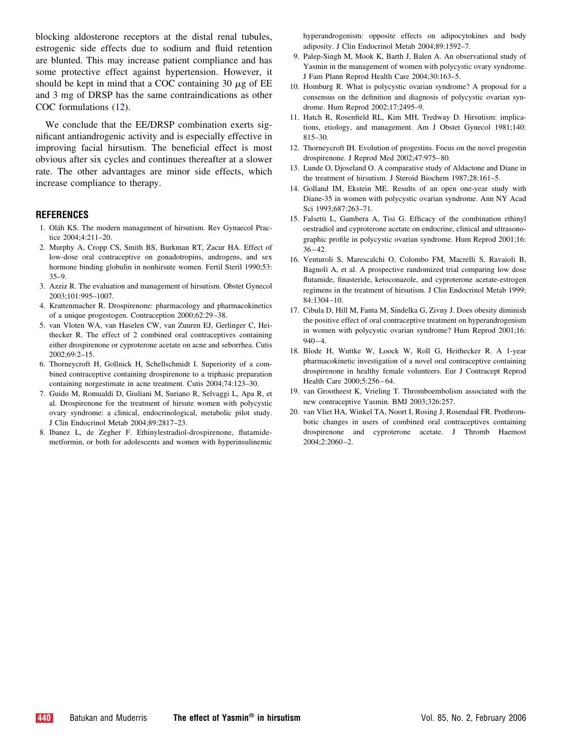blocking aldosterone receptors at the distal renal tubules, estrogenic side effects due to sodium and fluid retention are blunted. This may increase patient compliance and has some protective effect against hypertension. However, it should be kept in mind that a COC containing 30 $\mu$g of EE and 3 mg of DRSP has the same contraindications as other COC formulations (12).

We conclude that the EE/DRSP combination exerts significant antiandrogenic activity and is especially effective in improving facial hirsutism. The beneficial effect is most obvious after six cycles and continues thereafter at a slower rate. The other advantages are minor side effects, which increase compliance to therapy.

## REFERENCES

1. Oláh KS. The modern management of hirsutism. Rev Gynaecol Practice 2004;4:211–20.
2. Murphy A, Cropp CS, Smith BS, Burkman RT, Zacur HA. Effect of low-dose oral contraceptive on gonadotropins, androgens, and sex hormone binding globulin in nonhirsute women. Fertil Steril 1990;53: 35–9.
3. Azziz R. The evaluation and management of hirsutism. Obstet Gynecol 2003;101:995–1007.
4. Krattenmacher R. Drospirenone: pharmacology and pharmacokinetics of a unique progestogen. Contraception 2000;62:29–38.
5. van Vloten WA, van Haselen CW, van Zuuren EJ, Gerlinger C, Heithecker R. The effect of 2 combined oral contraceptives containing either drospirenone or cyproterone acetate on acne and seborrhea. Cutis 2002;69:2–15.
6. Thorneycroft H, Gollnick H, Schellschmidt I. Superiority of a combined contraceptive containing drospirenone to a triphasic preparation containing norgestimate in acne treatment. Cutis 2004;74:123–30.
7. Guido M, Romualdi D, Giuliani M, Suriano R, Selvaggi L, Apa R, et al. Drospirenone for the treatment of hirsute women with polycystic ovary syndrome: a clinical, endocrinological, metabolic pilot study. J Clin Endocrinol Metab 2004;89:2817–23.
8. Ibanez L, de Zegher F. Ethinylestradiol-drospirenone, flutamide-metformin, or both for adolescents and women with hyperinsulinemic hyperandrogenism: opposite effects on adipocytokines and body adiposity. J Clin Endocrinol Metab 2004;89:1592–7.
9. Palep-Singh M, Mook K, Barth J, Balen A. An observational study of Yasmin in the management of women with polycystic ovary syndrome. J Fam Plann Reprod Health Care 2004;30:163–5.
10. Homburg R. What is polycystic ovarian syndrome? A proposal for a consensus on the definition and diagnosis of polycystic ovarian syndrome. Hum Reprod 2002;17:2495–9.
11. Hatch R, Rosenfield RL, Kim MH, Tredway D. Hirsutism: implications, etiology, and management. Am J Obstet Gynecol 1981;140: 815–30.
12. Thorneycroft IH. Evolution of progestins. Focus on the novel progestin drospirenone. J Reprod Med 2002;47:975–80.
13. Lunde O, Djoseland O. A comparative study of Aldactone and Diane in the treatment of hirsutism. J Steroid Biochem 1987;28:161–5.
14. Golland IM, Ekstein ME. Results of an open one-year study with Diane-35 in women with polycystic ovarian syndrome. Ann NY Acad Sci 1993;687:263–71.
15. Falsetti L, Gambera A, Tisi G. Efficacy of the combination ethinyl oestradiol and cyproterone acetate on endocrine, clinical and ultrasonographic profile in polycystic ovarian syndrome. Hum Reprod 2001;16: 36–42.
16. Venturoli S, Marescalchi O, Colombo FM, Macrelli S, Ravaioli B, Bagnoli A, et al. A prospective randomized trial comparing low dose flutamide, finasteride, ketoconazole, and cyproterone acetate-estrogen regimens in the treatment of hirsutism. J Clin Endocrinol Metab 1999; 84:1304–10.
17. Cibula D, Hill M, Fanta M, Sindelka G, Zivny J. Does obesity diminish the positive effect of oral contraceptive treatment on hyperandrogenism in women with polycystic ovarian syndrome? Hum Reprod 2001;16: 940–4.
18. Blode H, Wuttke W, Loock W, Roll G, Heithecker R. A 1-year pharmacokinetic investigation of a novel oral contraceptive containing drospirenone in healthy female volunteers. Eur J Contracept Reprod Health Care 2000;5:256–64.
19. van Grootheest K, Vrieling T. Thromboembolism associated with the new contraceptive Yasmin. BMJ 2003;326:257.
20. van Vliet HA, Winkel TA, Noort I, Rosing J, Rosendaal FR. Prothrombotic changes in users of combined oral contraceptives containing drospirenone and cyproterone acetate. J Thromb Haemost 2004;2:2060–2.